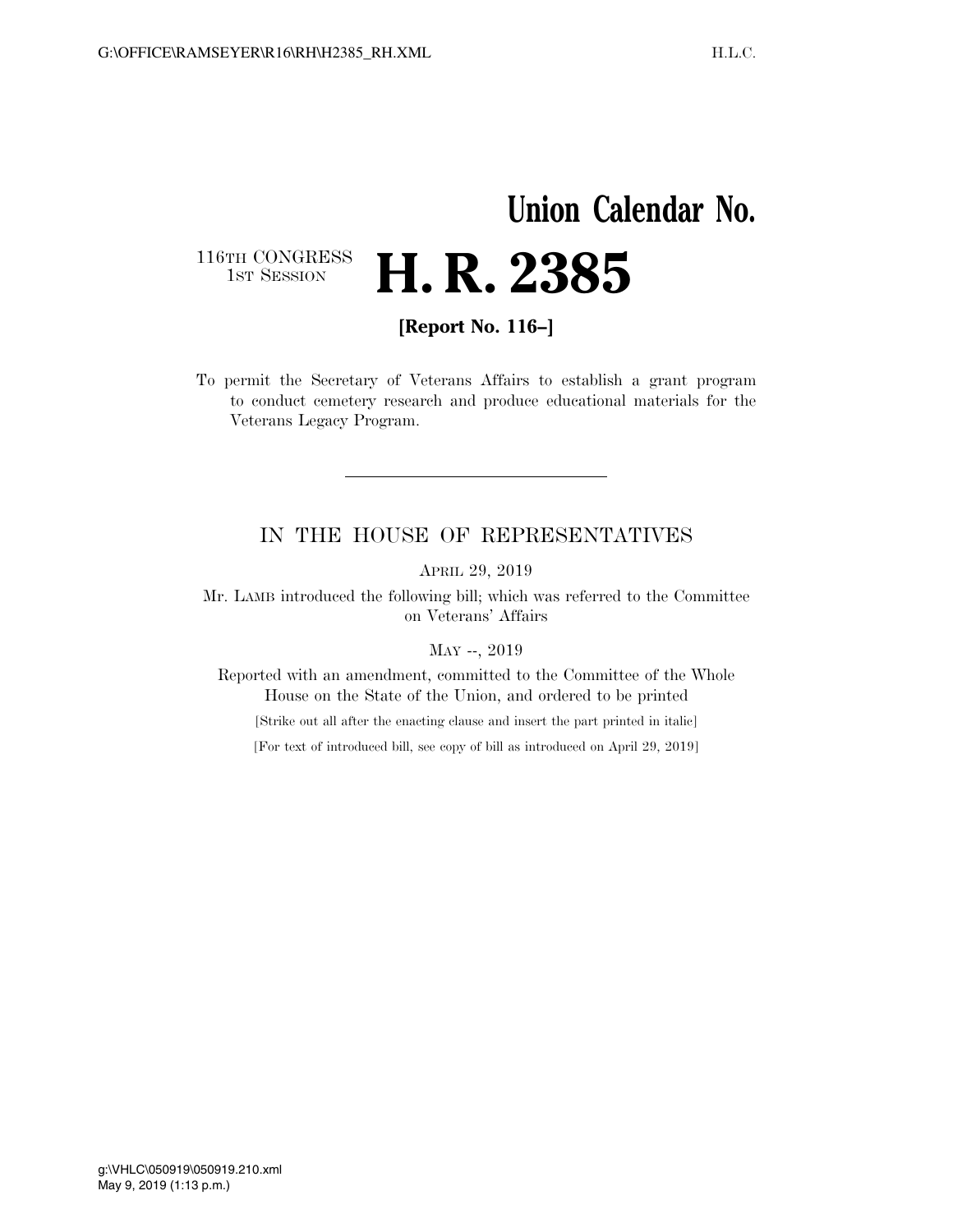# Union Calendar No.

116TH CONGRESS
1ST SESSION

# H. R. 2385

**[Report No. 116–]**

To permit the Secretary of Veterans Affairs to establish a grant program to conduct cemetery research and produce educational materials for the Veterans Legacy Program.

---

IN THE HOUSE OF REPRESENTATIVES

APRIL 29, 2019

Mr. LAMB introduced the following bill; which was referred to the Committee on Veterans' Affairs

MAY --, 2019

Reported with an amendment, committed to the Committee of the Whole House on the State of the Union, and ordered to be printed

[Strike out all after the enacting clause and insert the part printed in italic]

[For text of introduced bill, see copy of bill as introduced on April 29, 2019]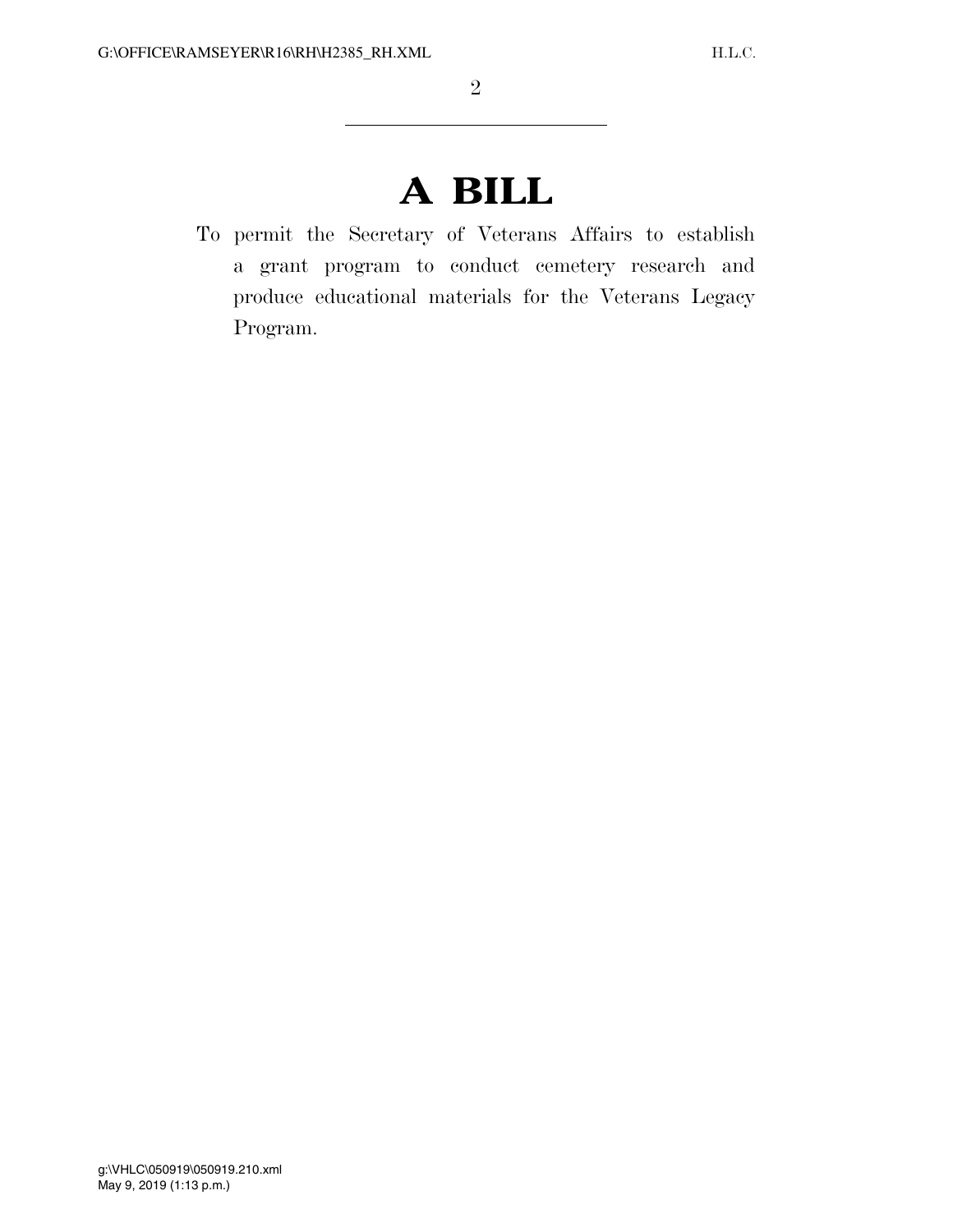# A BILL

To permit the Secretary of Veterans Affairs to establish a grant program to conduct cemetery research and produce educational materials for the Veterans Legacy Program.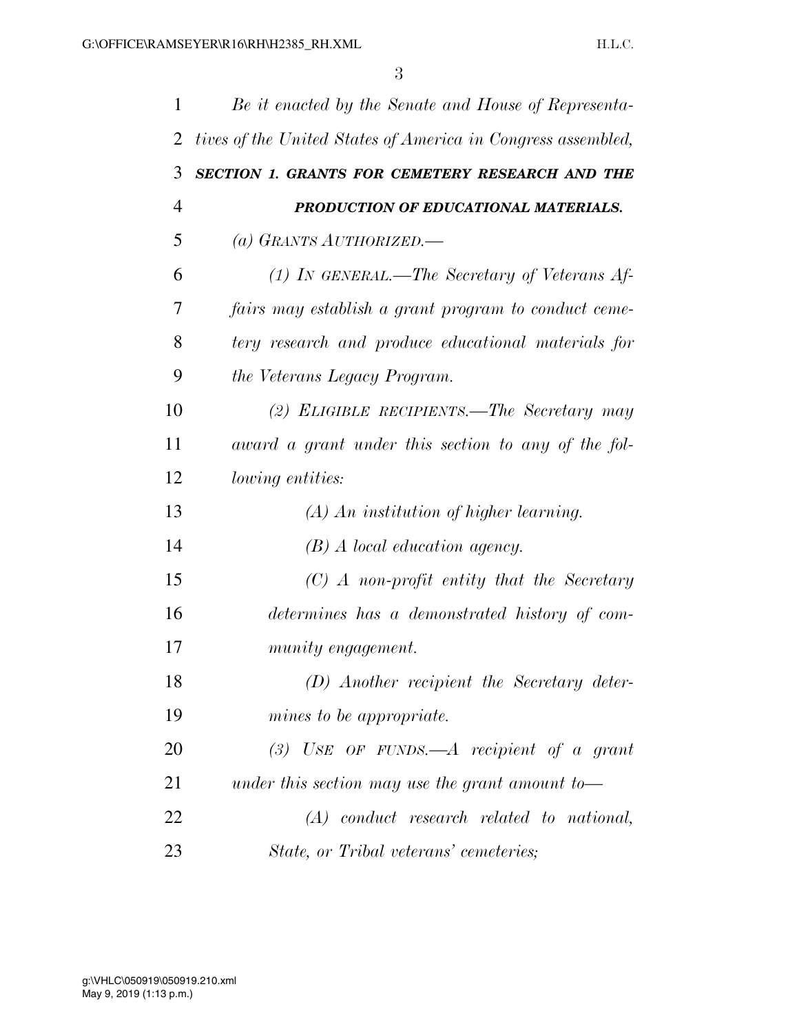*Be it enacted by the Senate and House of Representatives of the United States of America in Congress assembled,*

***SECTION 1. GRANTS FOR CEMETERY RESEARCH AND THE PRODUCTION OF EDUCATIONAL MATERIALS.***

*(a) GRANTS AUTHORIZED.—*

*(1) IN GENERAL.—The Secretary of Veterans Affairs may establish a grant program to conduct cemetery research and produce educational materials for the Veterans Legacy Program.*

*(2) ELIGIBLE RECIPIENTS.—The Secretary may award a grant under this section to any of the following entities:*

*(A) An institution of higher learning.*

*(B) A local education agency.*

*(C) A non-profit entity that the Secretary determines has a demonstrated history of community engagement.*

*(D) Another recipient the Secretary determines to be appropriate.*

*(3) USE OF FUNDS.—A recipient of a grant under this section may use the grant amount to—*

*(A) conduct research related to national, State, or Tribal veterans' cemeteries;*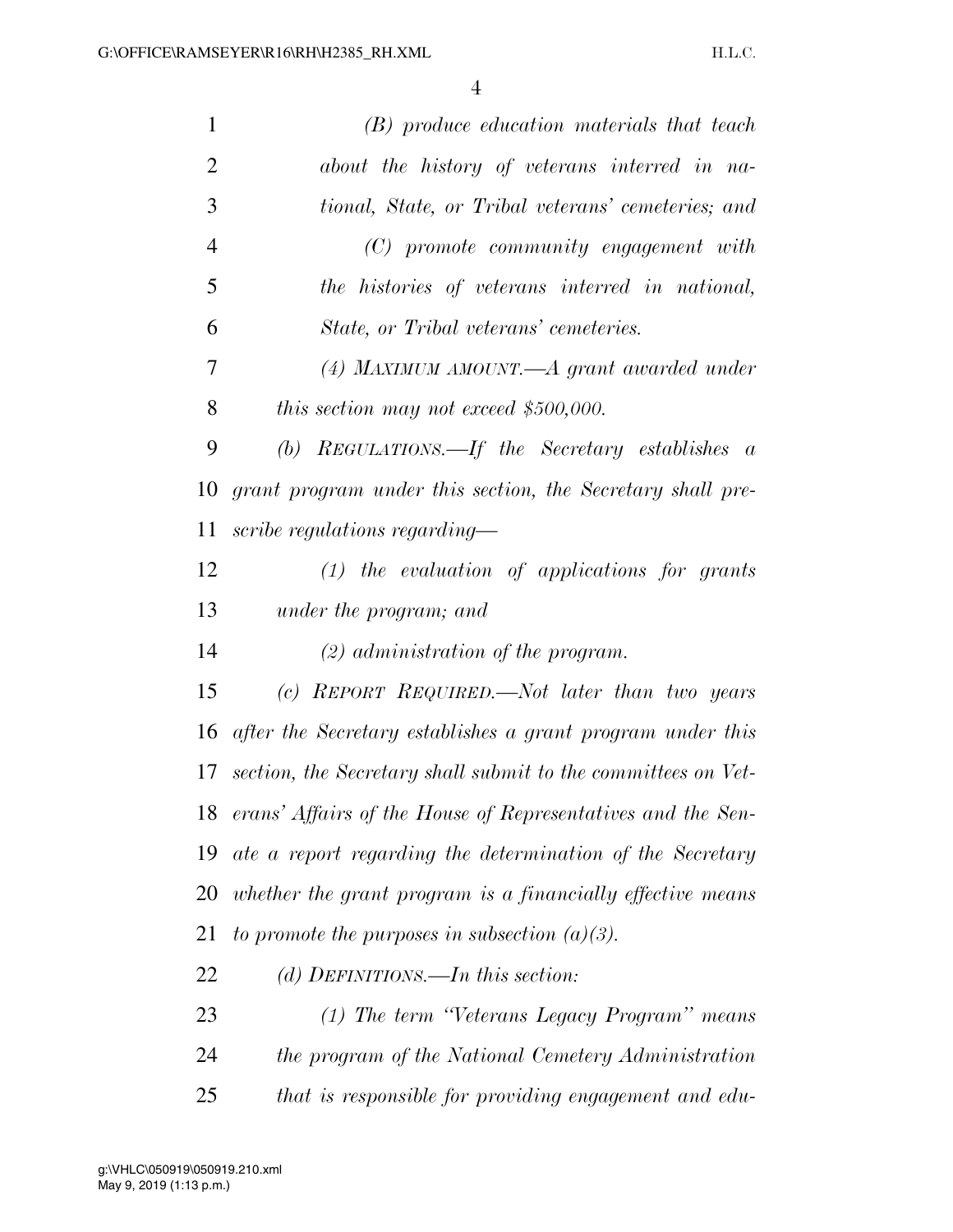*(B) produce education materials that teach about the history of veterans interred in national, State, or Tribal veterans' cemeteries; and*

*(C) promote community engagement with the histories of veterans interred in national, State, or Tribal veterans' cemeteries.*

*(4) MAXIMUM AMOUNT.—A grant awarded under this section may not exceed $500,000.*

*(b) REGULATIONS.—If the Secretary establishes a grant program under this section, the Secretary shall prescribe regulations regarding—*

*(1) the evaluation of applications for grants under the program; and*

*(2) administration of the program.*

*(c) REPORT REQUIRED.—Not later than two years after the Secretary establishes a grant program under this section, the Secretary shall submit to the committees on Veterans' Affairs of the House of Representatives and the Senate a report regarding the determination of the Secretary whether the grant program is a financially effective means to promote the purposes in subsection (a)(3).*

*(d) DEFINITIONS.—In this section:*

*(1) The term "Veterans Legacy Program" means the program of the National Cemetery Administration that is responsible for providing engagement and edu-*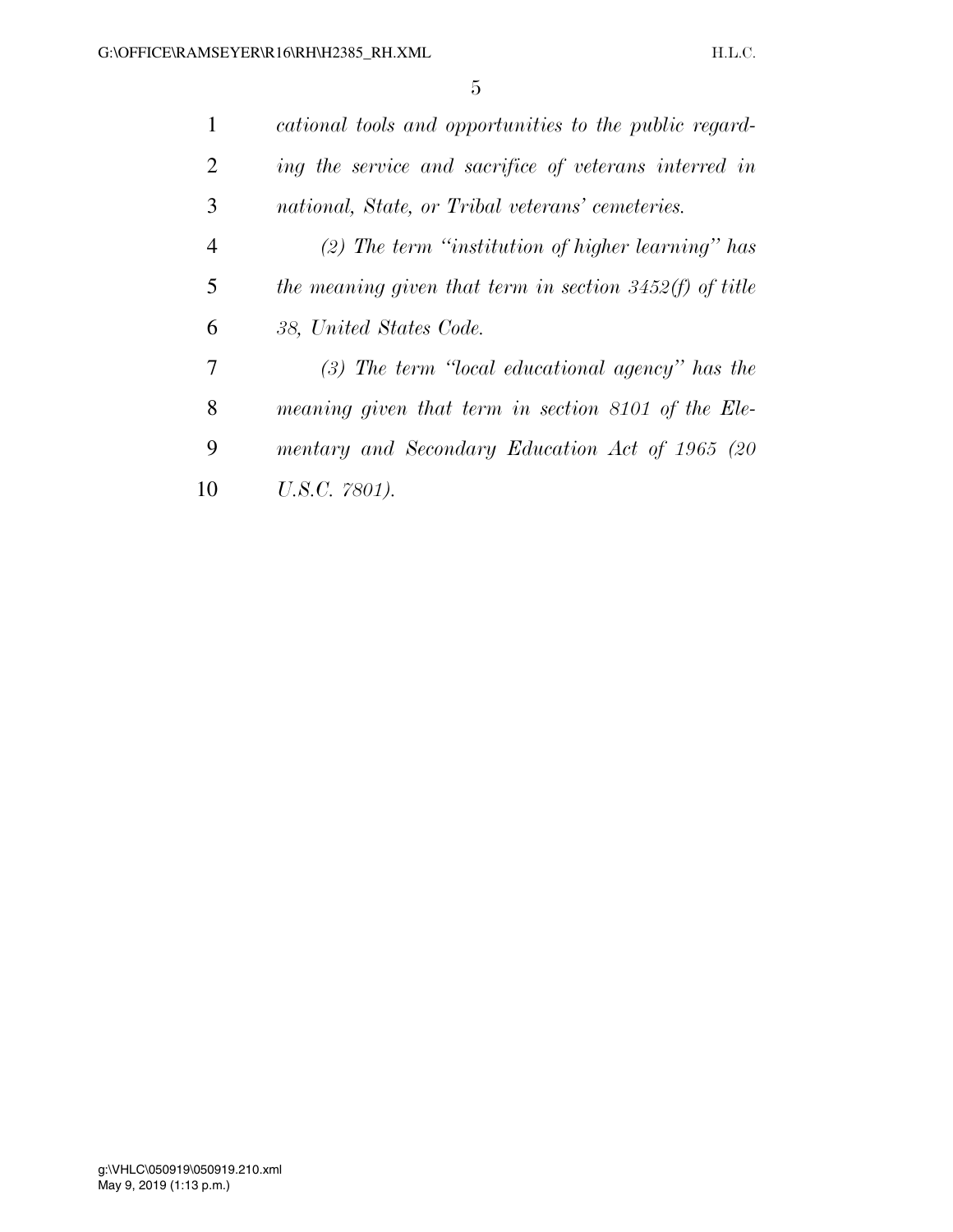*cational tools and opportunities to the public regarding the service and sacrifice of veterans interred in national, State, or Tribal veterans' cemeteries.*

*(2) The term "institution of higher learning" has the meaning given that term in section 3452(f) of title 38, United States Code.*

*(3) The term "local educational agency" has the meaning given that term in section 8101 of the Elementary and Secondary Education Act of 1965 (20 U.S.C. 7801).*